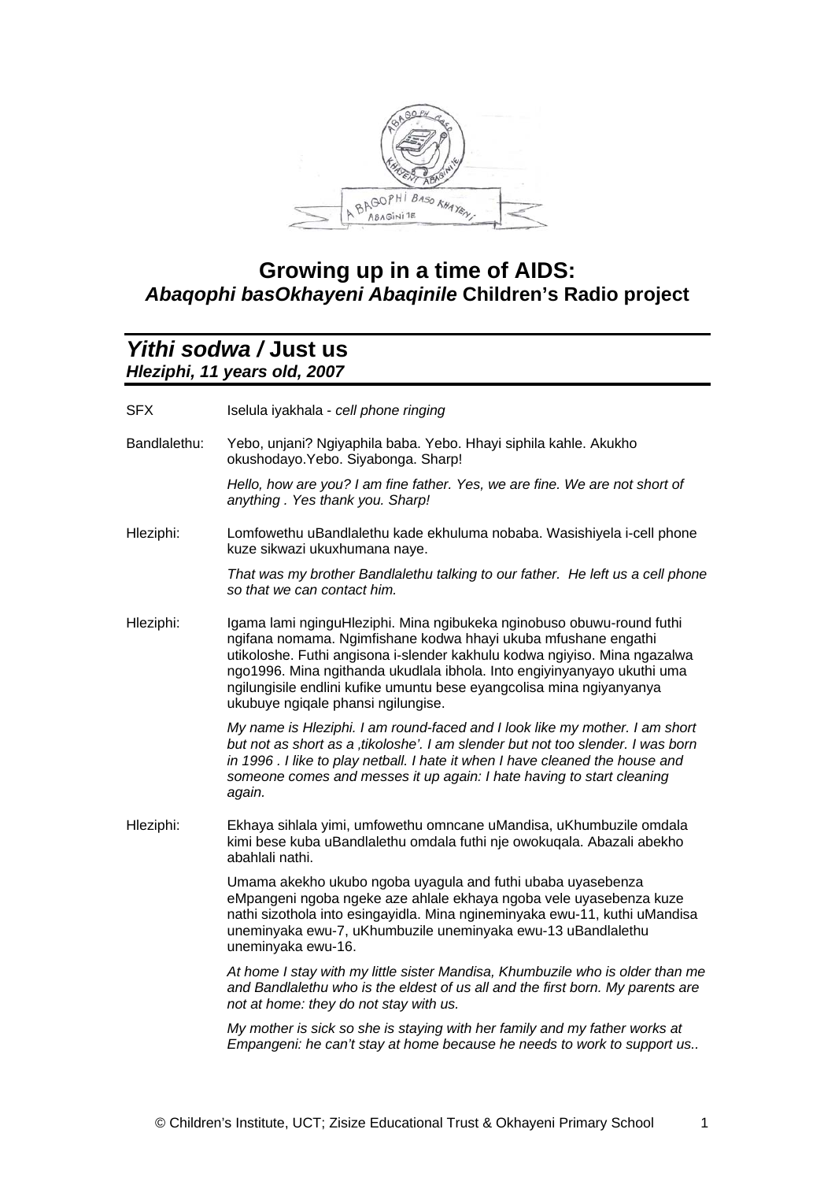# Growing up in a time of AIDS:
## *Abaqophi basOkhayeni Abaqinile* Children's Radio project

## *Yithi sodwa /* Just us
### *Hleziphi, 11 years old, 2007*

| | |
|---|---|
| SFX | Iselula iyakhala - *cell phone ringing* |
| Bandlalethu: | Yebo, unjani? Ngiyaphila baba. Yebo. Hhayi siphila kahle. Akukho okushodayo.Yebo. Siyabonga. Sharp!<br><br>*Hello, how are you? I am fine father. Yes, we are fine. We are not short of anything . Yes thank you. Sharp!* |
| Hleziphi: | Lomfowethu uBandlalethu kade ekhuluma nobaba. Wasishiyela i-cell phone kuze sikwazi ukuxhumana naye.<br><br>*That was my brother Bandlalethu talking to our father. He left us a cell phone so that we can contact him.* |
| Hleziphi: | Igama lami ngingu Hleziphi. Mina ngibukeka nginobuso obuwu-round futhi ngifana nomama. Ngimfishane kodwa hhayi ukuba mfushane engathi utikoloshe. Futhi angisona i-slender kakhulu kodwa ngiyiso. Mina ngazalwa ngo1996. Mina ngithanda ukudlala ibhola. Into engiyinyanyayo ukuthi uma ngilungisile endlini kufike umuntu bese eyangcolisa mina ngiyanyanya ukubuye ngiqale phansi ngilungise.<br><br>*My name is Hleziphi. I am round-faced and I look like my mother. I am short but not as short as a ‚tikoloshe'. I am slender but not too slender. I was born in 1996 . I like to play netball. I hate it when I have cleaned the house and someone comes and messes it up again: I hate having to start cleaning again.* |
| Hleziphi: | Ekhaya sihlala yimi, umfowethu omncane uMandisa, uKhumbuzile omdala kimi bese kuba uBandlalethu omdala futhi nje owokuqala. Abazali abekho abahlali nathi.<br><br>Umama akekho ukubo ngoba uyagula and futhi ubaba uyasebenza eMpangeni ngoba ngeke aze ahlale ekhaya ngoba vele uyasebenza kuze nathi sizothola into esingayidla. Mina ngineminyaka ewu-11, kuthi uMandisa uneminyaka ewu-7, uKhumbuzile uneminyaka ewu-13 uBandlalethu uneminyaka ewu-16.<br><br>*At home I stay with my little sister Mandisa, Khumbuzile who is older than me and Bandlalethu who is the eldest of us all and the first born. My parents are not at home: they do not stay with us.*<br><br>*My mother is sick so she is staying with her family and my father works at Empangeni: he can't stay at home because he needs to work to support us..* |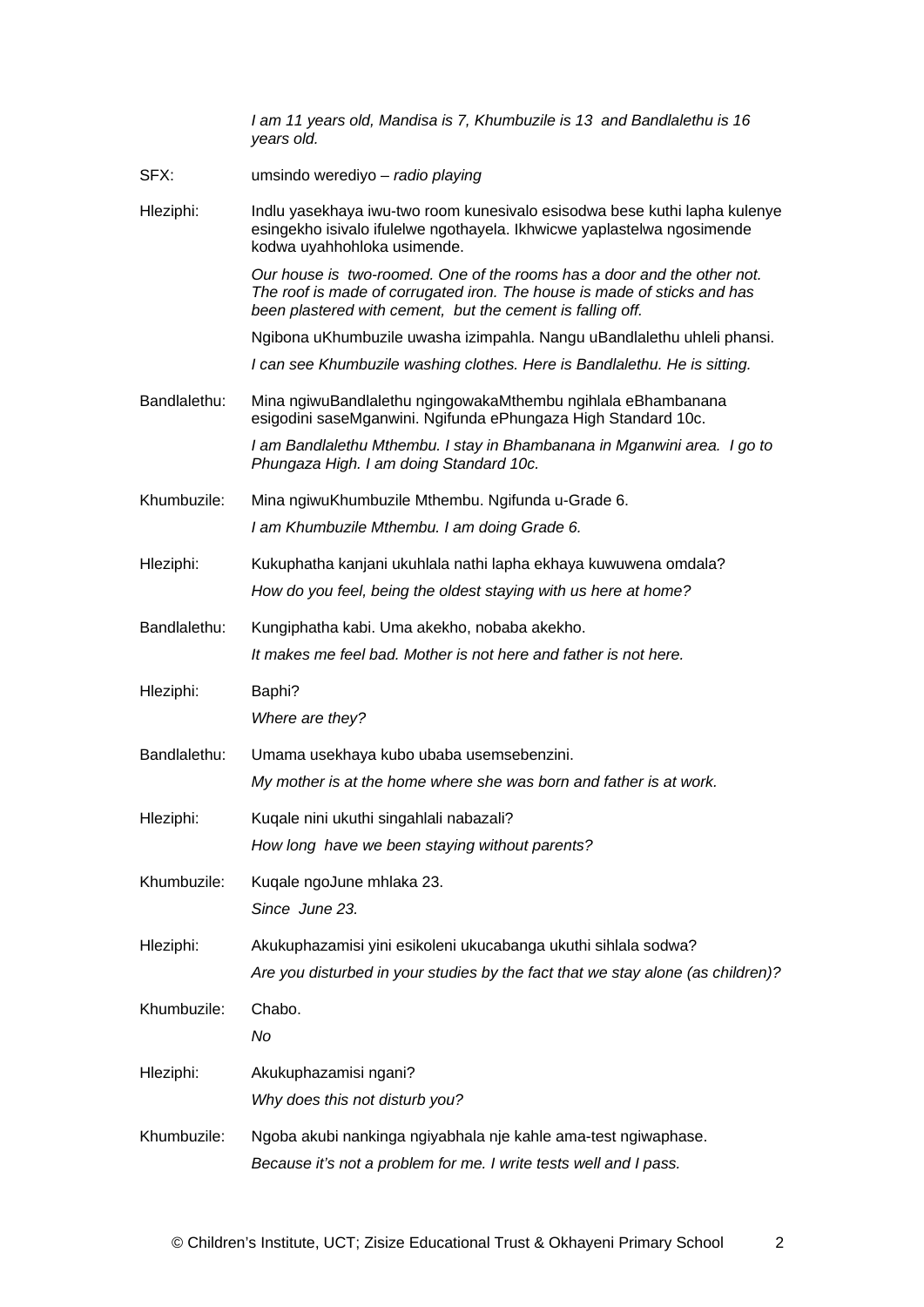*I am 11 years old, Mandisa is 7, Khumbuzile is 13 and Bandlalethu is 16 years old.*

SFX: umsindo weredlyo – *radio playing*

Hleziphi: Indlu yasekhaya iwu-two room kunesivalo esisodwa bese kuthi lapha kulenye esingekho isivalo ifulelwe ngothayela. Ikhwicwe yaplastelwa ngosimende kodwa uyahhohloka usimende.

*Our house is two-roomed. One of the rooms has a door and the other not. The roof is made of corrugated iron. The house is made of sticks and has been plastered with cement, but the cement is falling off.*

Ngibona uKhumbuzile uwasha izimpahla. Nangu uBandlalethu uhleli phansi.

*I can see Khumbuzile washing clothes. Here is Bandlalethu. He is sitting.*

Bandlalethu: Mina ngiwuBandlalethu ngingowakaMthembu ngihlala eBhambanana esigodini saseMganwini. Ngifunda ePhungaza High Standard 10c.

*I am Bandlalethu Mthembu. I stay in Bhambanana in Mganwini area. I go to Phungaza High. I am doing Standard 10c.*

Khumbuzile: Mina ngiwuKhumbuzile Mthembu. Ngifunda u-Grade 6.

*I am Khumbuzile Mthembu. I am doing Grade 6.*

Hleziphi: Kukuphatha kanjani ukuhlala nathi lapha ekhaya kuwuwena omdala?

*How do you feel, being the oldest staying with us here at home?*

Bandlalethu: Kungiphatha kabi. Uma akekho, nobaba akekho.

*It makes me feel bad. Mother is not here and father is not here.*

Hleziphi: Baphi?

*Where are they?*

Bandlalethu: Umama usekhaya kubo ubaba usemsebenzini.

*My mother is at the home where she was born and father is at work.*

Hleziphi: Kuqale nini ukuthi singahlali nabazali?

*How long have we been staying without parents?*

Khumbuzile: Kuqale ngoJune mhlaka 23.

*Since June 23.*

Hleziphi: Akukuphazamisi yini esikoleni ukucabanga ukuthi sihlala sodwa?

*Are you disturbed in your studies by the fact that we stay alone (as children)?*

Khumbuzile: Chabo.

*No*

Hleziphi: Akukuphazamisi ngani?

*Why does this not disturb you?*

Khumbuzile: Ngoba akubi nankinga ngiyabhala nje kahle ama-test ngiwaphase.

*Because it's not a problem for me. I write tests well and I pass.*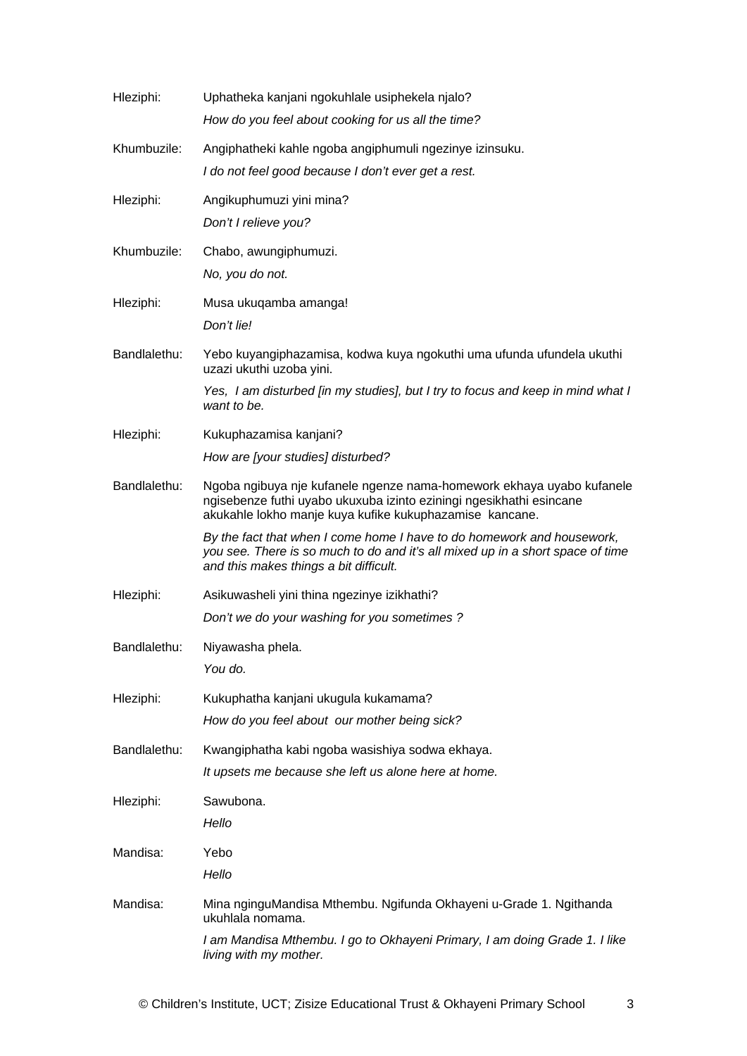Hleziphi: Uphatheka kanjani ngokuhlale usiphekela njalo?
*How do you feel about cooking for us all the time?*

Khumbuzile: Angiphatheki kahle ngoba angiphumuli ngezinye izinsuku.
*I do not feel good because I don't ever get a rest.*

Hleziphi: Angikuphumuzi yini mina?
*Don't I relieve you?*

Khumbuzile: Chabo, awungiphumuzi.
*No, you do not.*

Hleziphi: Musa ukuqamba amanga!
*Don't lie!*

Bandlalethu: Yebo kuyangiphazamisa, kodwa kuya ngokuthi uma ufunda ufundela ukuthi uzazi ukuthi uzoba yini.
*Yes, I am disturbed [in my studies], but I try to focus and keep in mind what I want to be.*

Hleziphi: Kukuphazamisa kanjani?
*How are [your studies] disturbed?*

Bandlalethu: Ngoba ngibuya nje kufanele ngenze nama-homework ekhaya uyabo kufanele ngisebenze futhi uyabo ukuxuba izinto eziningi ngesikhathi esincane akukahle lokho manje kuya kufike kukuphazamise kancane.
*By the fact that when I come home I have to do homework and housework, you see. There is so much to do and it's all mixed up in a short space of time and this makes things a bit difficult.*

Hleziphi: Asikuwasheli yini thina ngezinye izikhathi?
*Don't we do your washing for you sometimes ?*

Bandlalethu: Niyawasha phela.
*You do.*

Hleziphi: Kukuphatha kanjani ukugula kukamama?
*How do you feel about our mother being sick?*

Bandlalethu: Kwangiphatha kabi ngoba wasishiya sodwa ekhaya.
*It upsets me because she left us alone here at home.*

Hleziphi: Sawubona.
*Hello*

Mandisa: Yebo
*Hello*

Mandisa: Mina nginguMandisa Mthembu. Ngifunda Okhayeni u-Grade 1. Ngithanda ukuhlala nomama.
*I am Mandisa Mthembu. I go to Okhayeni Primary, I am doing Grade 1. I like living with my mother.*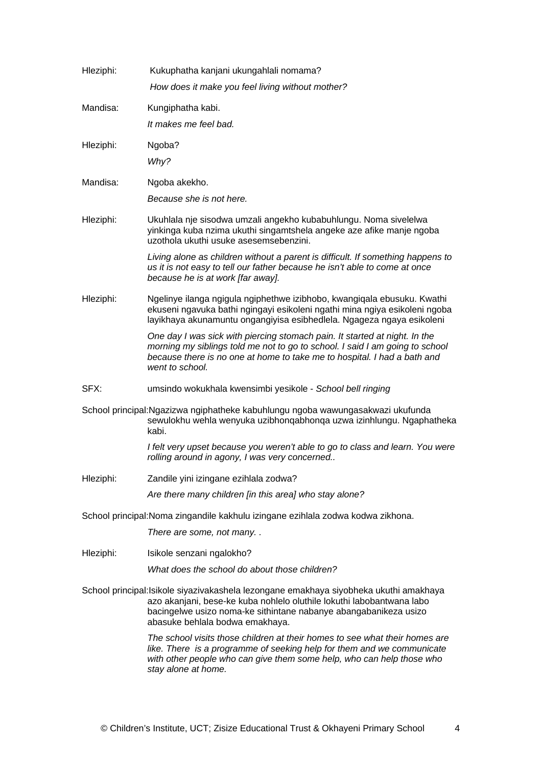Hleziphi: Kukuphatha kanjani ukungahlali nomama?

*How does it make you feel living without mother?*

Mandisa: Kungiphatha kabi.

*It makes me feel bad.*

Hleziphi: Ngoba?

*Why?*

Mandisa: Ngoba akekho.

*Because she is not here.*

Hleziphi: Ukuhlala nje sisodwa umzali angekho kubabuhlungu. Noma sivelelwa yinkinga kuba nzima ukuthi singamtshela angeke aze afike manje ngoba uzothola ukuthi usuke asesemsebenzini.

*Living alone as children without a parent is difficult. If something happens to us it is not easy to tell our father because he isn't able to come at once because he is at work [far away].*

Hleziphi: Ngelinye ilanga ngigula ngiphethwe izibhobo, kwangiqala ebusuku. Kwathi ekuseni ngavuka bathi ngingayi esikoleni ngathi mina ngiya esikoleni ngoba layikhaya akunamuntu ongangiyisa esibhedlela. Ngageza ngaya esikoleni

*One day I was sick with piercing stomach pain. It started at night. In the morning my siblings told me not to go to school. I said I am going to school because there is no one at home to take me to hospital. I had a bath and went to school.*

SFX: umsindo wokukhala kwensimbi yesikole - *School bell ringing*

School principal: Ngazizwa ngiphatheke kabuhlungu ngoba wawungasakwazi ukufunda sewulokhu wehla wenyuka uzibhonqabhonqa uzwa izinhlungu. Ngaphatheka kabi.

*I felt very upset because you weren't able to go to class and learn. You were rolling around in agony, I was very concerned..*

Hleziphi: Zandile yini izingane ezihlala zodwa?

*Are there many children [in this area] who stay alone?*

School principal: Noma zingandile kakhulu izingane ezihlala zodwa kodwa zikhona.

*There are some, not many. .*

Hleziphi: Isikole senzani ngalokho?

*What does the school do about those children?*

School principal: Isikole siyazivakashela lezongane emakhaya siyobheka ukuthi amakhaya azo akanjani, bese-ke kuba nohlelo oluthile lokuthi labobantwana labo bacingelwe usizo noma-ke sithintane nabanye abangabanikeza usizo abasuke behlala bodwa emakhaya.

*The school visits those children at their homes to see what their homes are like. There is a programme of seeking help for them and we communicate with other people who can give them some help, who can help those who stay alone at home.*

© Children's Institute, UCT; Zisize Educational Trust & Okhayeni Primary School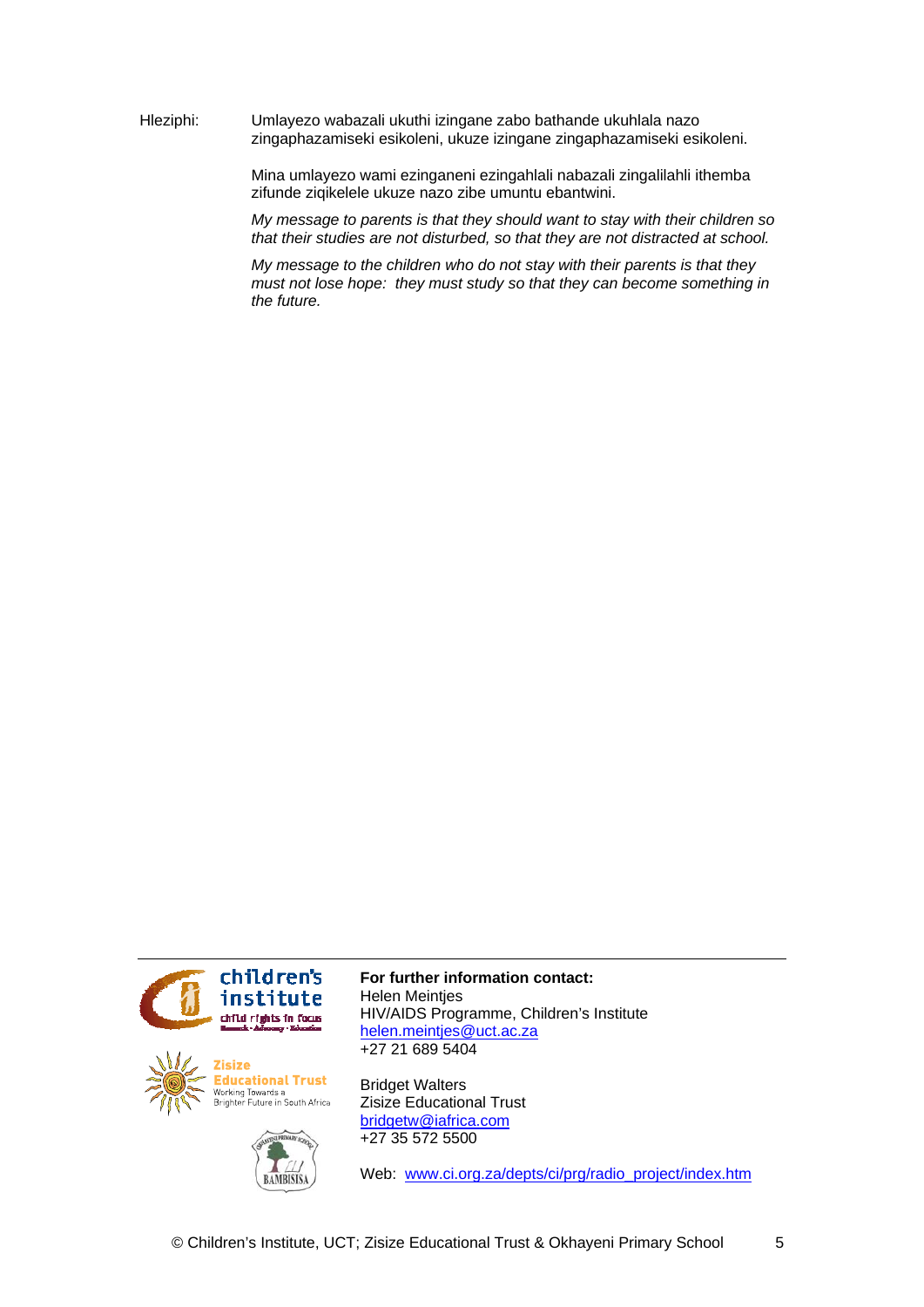Hleziphi: Umlayezo wabazali ukuthi izingane zabo bathande ukuhlala nazo zingaphazamiseki esikoleni, ukuze izingane zingaphazamiseki esikoleni.

Mina umlayezo wami ezinganeni ezingahlali nabazali zingalilahli ithemba zifunde ziqikelele ukuze nazo zibe umuntu ebantwini.

*My message to parents is that they should want to stay with their children so that their studies are not disturbed, so that they are not distracted at school.*

*My message to the children who do not stay with their parents is that they must not lose hope: they must study so that they can become something in the future.*

---

children's institute
child rights in focus
Research · Advocacy · Education

Zisize Educational Trust
Working Towards a Brighter Future in South Africa

Okhayeni Primary School
BAMBISISA

**For further information contact:**
Helen Meintjes
HIV/AIDS Programme, Children's Institute
helen.meintjes@uct.ac.za
+27 21 689 5404

Bridget Walters
Zisize Educational Trust
bridgetw@iafrica.com
+27 35 572 5500

Web: www.ci.org.za/depts/ci/prg/radio_project/index.htm

© Children's Institute, UCT; Zisize Educational Trust & Okhayeni Primary School